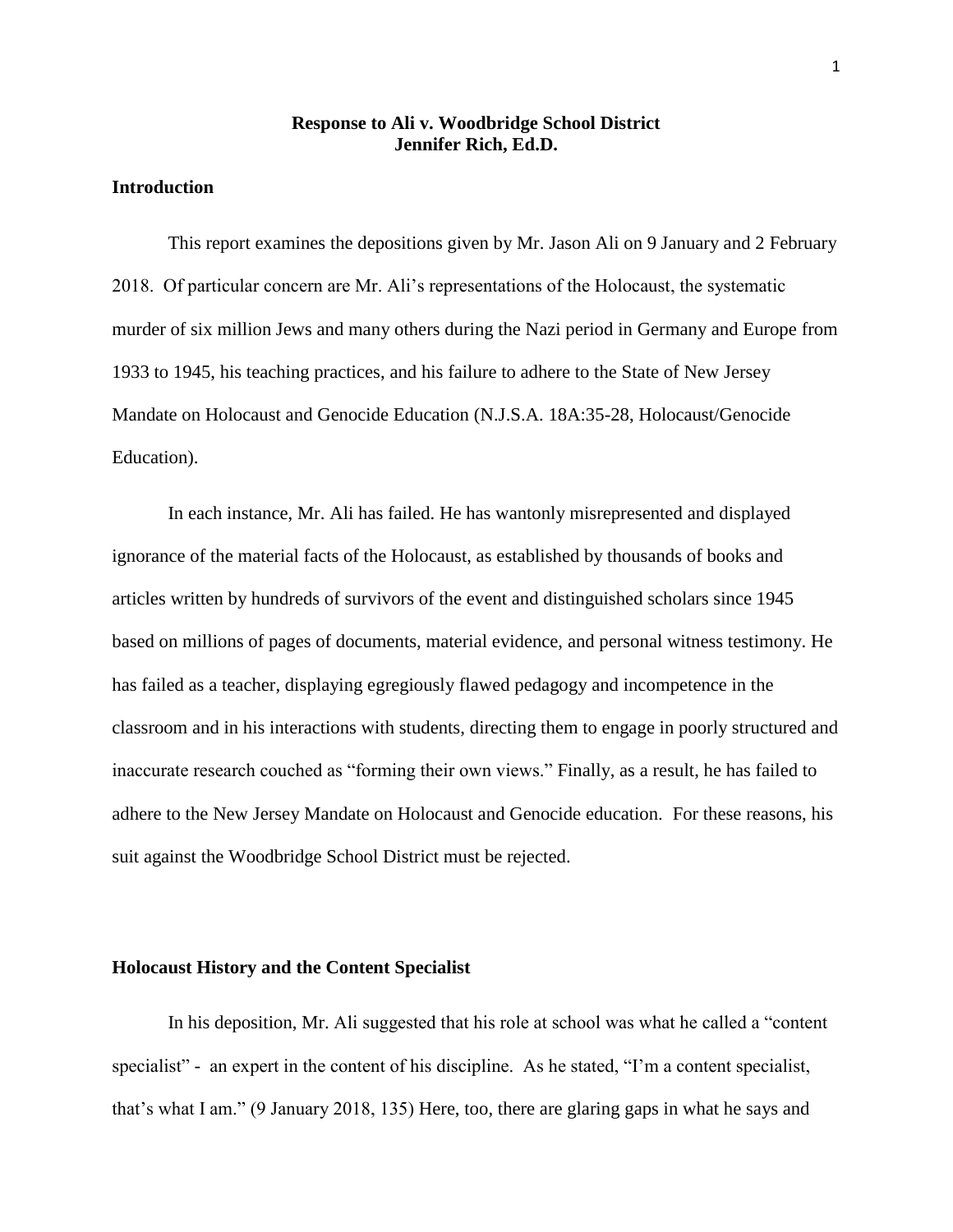# Response to Ali v. Woodbridge School District
# Jennifer Rich, Ed.D.

## Introduction

This report examines the depositions given by Mr. Jason Ali on 9 January and 2 February 2018. Of particular concern are Mr. Ali's representations of the Holocaust, the systematic murder of six million Jews and many others during the Nazi period in Germany and Europe from 1933 to 1945, his teaching practices, and his failure to adhere to the State of New Jersey Mandate on Holocaust and Genocide Education (N.J.S.A. 18A:35-28, Holocaust/Genocide Education).

In each instance, Mr. Ali has failed. He has wantonly misrepresented and displayed ignorance of the material facts of the Holocaust, as established by thousands of books and articles written by hundreds of survivors of the event and distinguished scholars since 1945 based on millions of pages of documents, material evidence, and personal witness testimony. He has failed as a teacher, displaying egregiously flawed pedagogy and incompetence in the classroom and in his interactions with students, directing them to engage in poorly structured and inaccurate research couched as "forming their own views." Finally, as a result, he has failed to adhere to the New Jersey Mandate on Holocaust and Genocide education. For these reasons, his suit against the Woodbridge School District must be rejected.

## Holocaust History and the Content Specialist

In his deposition, Mr. Ali suggested that his role at school was what he called a "content specialist" - an expert in the content of his discipline. As he stated, "I'm a content specialist, that's what I am." (9 January 2018, 135) Here, too, there are glaring gaps in what he says and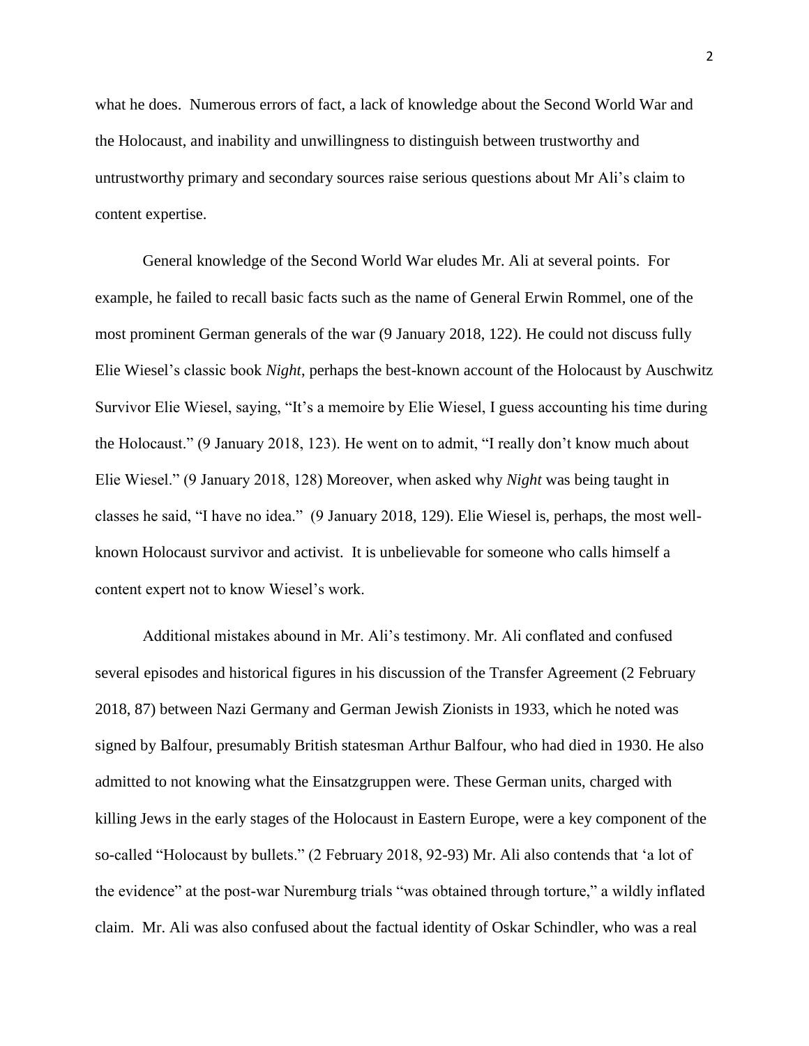what he does. Numerous errors of fact, a lack of knowledge about the Second World War and the Holocaust, and inability and unwillingness to distinguish between trustworthy and untrustworthy primary and secondary sources raise serious questions about Mr Ali's claim to content expertise.

General knowledge of the Second World War eludes Mr. Ali at several points. For example, he failed to recall basic facts such as the name of General Erwin Rommel, one of the most prominent German generals of the war (9 January 2018, 122). He could not discuss fully Elie Wiesel's classic book *Night*, perhaps the best-known account of the Holocaust by Auschwitz Survivor Elie Wiesel, saying, "It's a memoire by Elie Wiesel, I guess accounting his time during the Holocaust." (9 January 2018, 123). He went on to admit, "I really don't know much about Elie Wiesel." (9 January 2018, 128) Moreover, when asked why *Night* was being taught in classes he said, "I have no idea." (9 January 2018, 129). Elie Wiesel is, perhaps, the most well-known Holocaust survivor and activist. It is unbelievable for someone who calls himself a content expert not to know Wiesel's work.

Additional mistakes abound in Mr. Ali's testimony. Mr. Ali conflated and confused several episodes and historical figures in his discussion of the Transfer Agreement (2 February 2018, 87) between Nazi Germany and German Jewish Zionists in 1933, which he noted was signed by Balfour, presumably British statesman Arthur Balfour, who had died in 1930. He also admitted to not knowing what the Einsatzgruppen were. These German units, charged with killing Jews in the early stages of the Holocaust in Eastern Europe, were a key component of the so-called "Holocaust by bullets." (2 February 2018, 92-93) Mr. Ali also contends that 'a lot of the evidence" at the post-war Nuremburg trials "was obtained through torture," a wildly inflated claim. Mr. Ali was also confused about the factual identity of Oskar Schindler, who was a real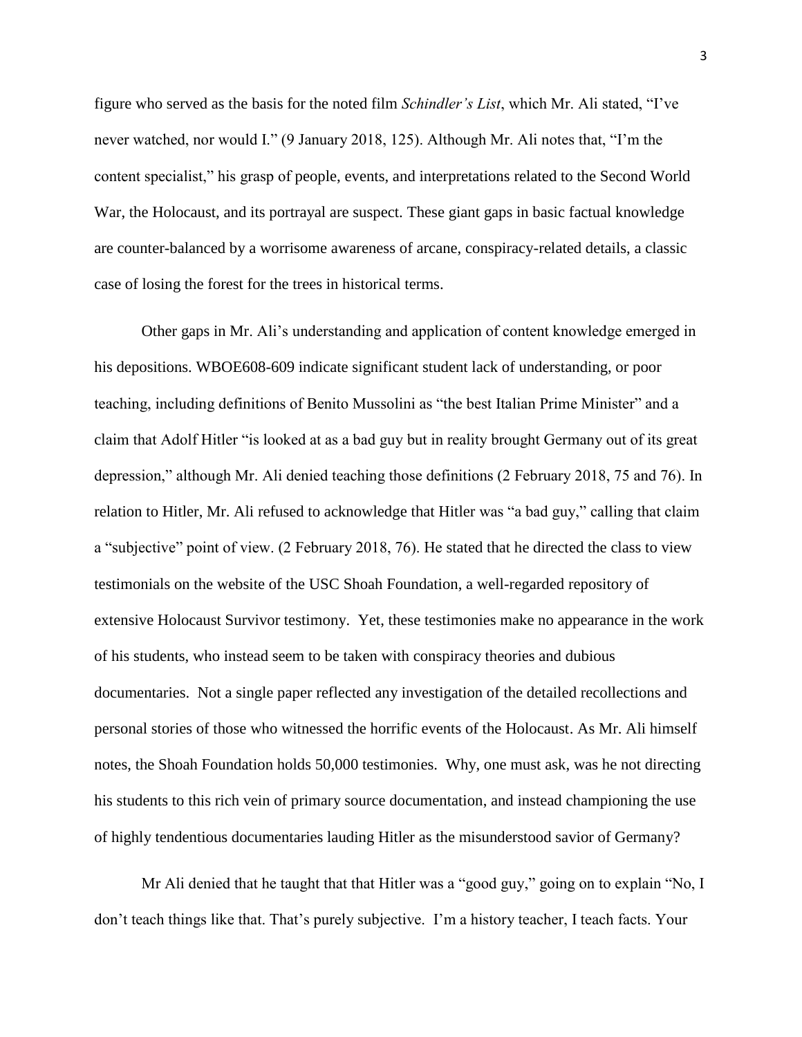figure who served as the basis for the noted film *Schindler's List*, which Mr. Ali stated, "I've never watched, nor would I." (9 January 2018, 125). Although Mr. Ali notes that, "I'm the content specialist," his grasp of people, events, and interpretations related to the Second World War, the Holocaust, and its portrayal are suspect. These giant gaps in basic factual knowledge are counter-balanced by a worrisome awareness of arcane, conspiracy-related details, a classic case of losing the forest for the trees in historical terms.

Other gaps in Mr. Ali's understanding and application of content knowledge emerged in his depositions. WBOE608-609 indicate significant student lack of understanding, or poor teaching, including definitions of Benito Mussolini as "the best Italian Prime Minister" and a claim that Adolf Hitler "is looked at as a bad guy but in reality brought Germany out of its great depression," although Mr. Ali denied teaching those definitions (2 February 2018, 75 and 76). In relation to Hitler, Mr. Ali refused to acknowledge that Hitler was "a bad guy," calling that claim a "subjective" point of view. (2 February 2018, 76). He stated that he directed the class to view testimonials on the website of the USC Shoah Foundation, a well-regarded repository of extensive Holocaust Survivor testimony. Yet, these testimonies make no appearance in the work of his students, who instead seem to be taken with conspiracy theories and dubious documentaries. Not a single paper reflected any investigation of the detailed recollections and personal stories of those who witnessed the horrific events of the Holocaust. As Mr. Ali himself notes, the Shoah Foundation holds 50,000 testimonies. Why, one must ask, was he not directing his students to this rich vein of primary source documentation, and instead championing the use of highly tendentious documentaries lauding Hitler as the misunderstood savior of Germany?

Mr Ali denied that he taught that that Hitler was a "good guy," going on to explain "No, I don't teach things like that. That's purely subjective. I'm a history teacher, I teach facts. Your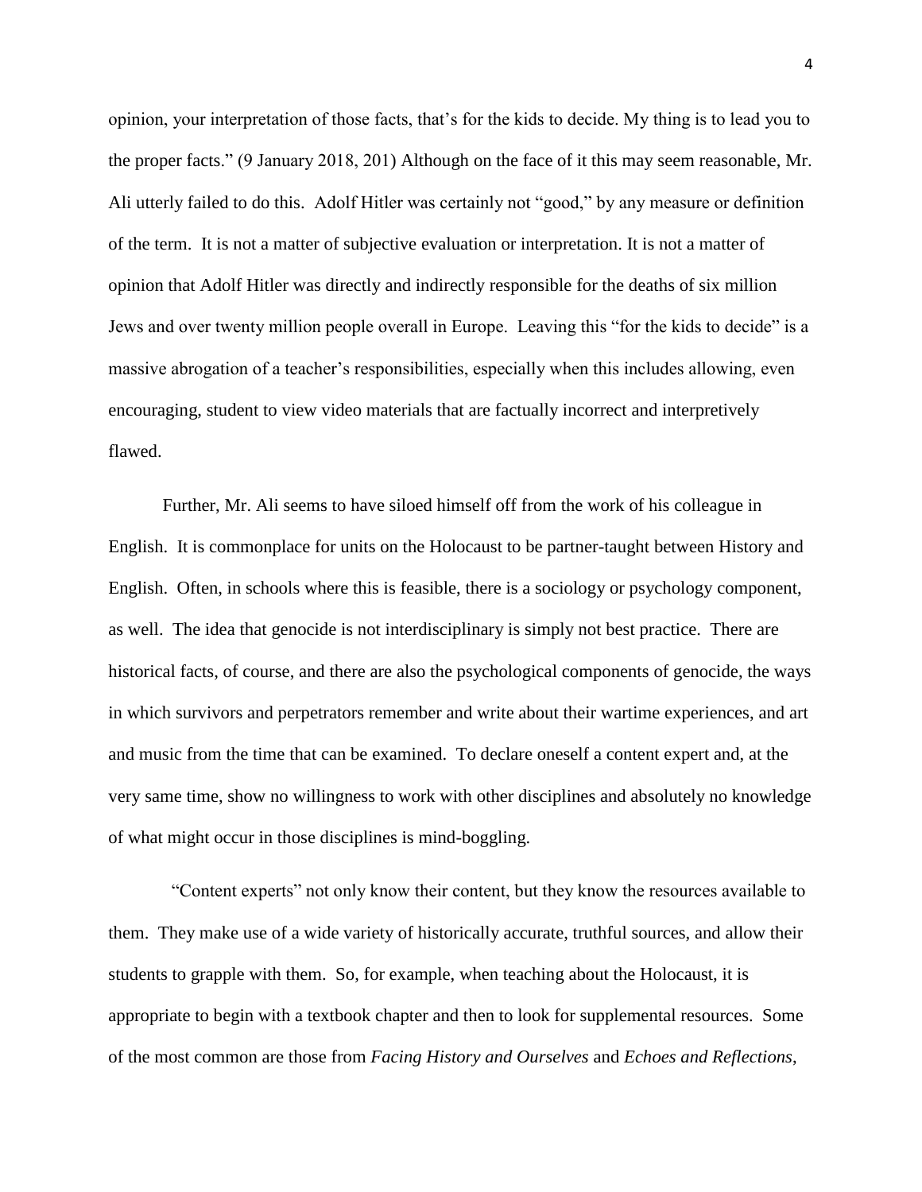opinion, your interpretation of those facts, that's for the kids to decide. My thing is to lead you to the proper facts." (9 January 2018, 201) Although on the face of it this may seem reasonable, Mr. Ali utterly failed to do this. Adolf Hitler was certainly not "good," by any measure or definition of the term. It is not a matter of subjective evaluation or interpretation. It is not a matter of opinion that Adolf Hitler was directly and indirectly responsible for the deaths of six million Jews and over twenty million people overall in Europe. Leaving this "for the kids to decide" is a massive abrogation of a teacher's responsibilities, especially when this includes allowing, even encouraging, student to view video materials that are factually incorrect and interpretively flawed.

Further, Mr. Ali seems to have siloed himself off from the work of his colleague in English. It is commonplace for units on the Holocaust to be partner-taught between History and English. Often, in schools where this is feasible, there is a sociology or psychology component, as well. The idea that genocide is not interdisciplinary is simply not best practice. There are historical facts, of course, and there are also the psychological components of genocide, the ways in which survivors and perpetrators remember and write about their wartime experiences, and art and music from the time that can be examined. To declare oneself a content expert and, at the very same time, show no willingness to work with other disciplines and absolutely no knowledge of what might occur in those disciplines is mind-boggling.

"Content experts" not only know their content, but they know the resources available to them. They make use of a wide variety of historically accurate, truthful sources, and allow their students to grapple with them. So, for example, when teaching about the Holocaust, it is appropriate to begin with a textbook chapter and then to look for supplemental resources. Some of the most common are those from *Facing History and Ourselves* and *Echoes and Reflections*,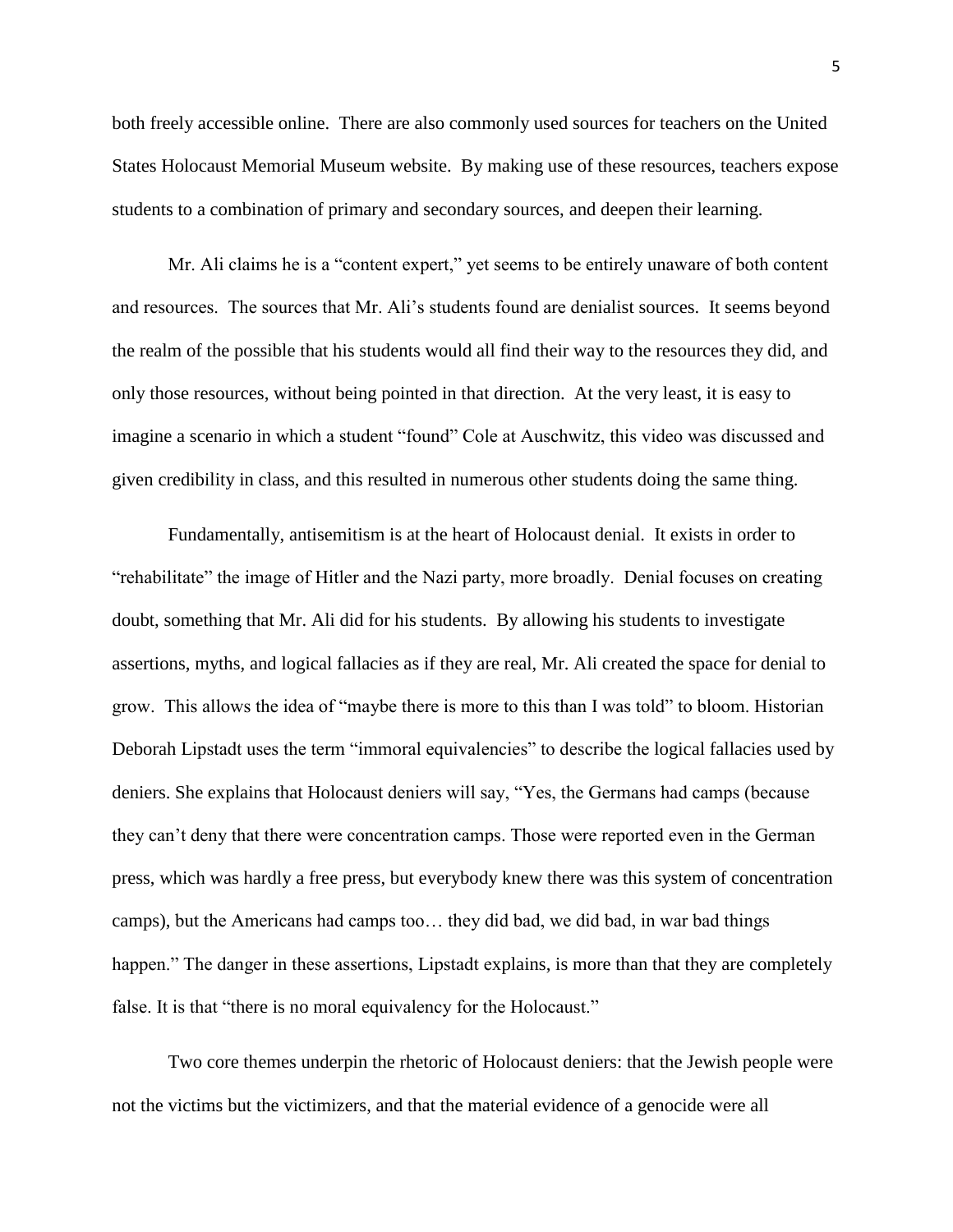both freely accessible online. There are also commonly used sources for teachers on the United States Holocaust Memorial Museum website. By making use of these resources, teachers expose students to a combination of primary and secondary sources, and deepen their learning.

Mr. Ali claims he is a "content expert," yet seems to be entirely unaware of both content and resources. The sources that Mr. Ali's students found are denialist sources. It seems beyond the realm of the possible that his students would all find their way to the resources they did, and only those resources, without being pointed in that direction. At the very least, it is easy to imagine a scenario in which a student "found" Cole at Auschwitz, this video was discussed and given credibility in class, and this resulted in numerous other students doing the same thing.

Fundamentally, antisemitism is at the heart of Holocaust denial. It exists in order to "rehabilitate" the image of Hitler and the Nazi party, more broadly. Denial focuses on creating doubt, something that Mr. Ali did for his students. By allowing his students to investigate assertions, myths, and logical fallacies as if they are real, Mr. Ali created the space for denial to grow. This allows the idea of "maybe there is more to this than I was told" to bloom. Historian Deborah Lipstadt uses the term "immoral equivalencies" to describe the logical fallacies used by deniers. She explains that Holocaust deniers will say, "Yes, the Germans had camps (because they can't deny that there were concentration camps. Those were reported even in the German press, which was hardly a free press, but everybody knew there was this system of concentration camps), but the Americans had camps too… they did bad, we did bad, in war bad things happen." The danger in these assertions, Lipstadt explains, is more than that they are completely false. It is that "there is no moral equivalency for the Holocaust."

Two core themes underpin the rhetoric of Holocaust deniers: that the Jewish people were not the victims but the victimizers, and that the material evidence of a genocide were all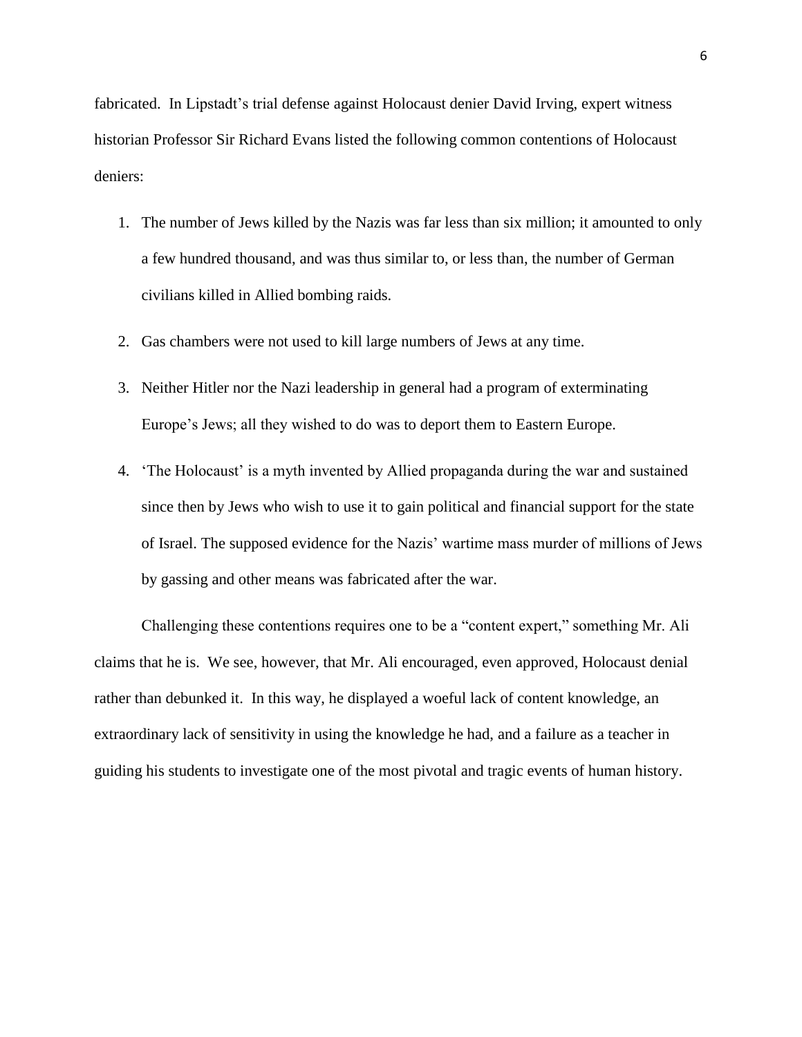fabricated. In Lipstadt's trial defense against Holocaust denier David Irving, expert witness historian Professor Sir Richard Evans listed the following common contentions of Holocaust deniers:

1. The number of Jews killed by the Nazis was far less than six million; it amounted to only a few hundred thousand, and was thus similar to, or less than, the number of German civilians killed in Allied bombing raids.
2. Gas chambers were not used to kill large numbers of Jews at any time.
3. Neither Hitler nor the Nazi leadership in general had a program of exterminating Europe's Jews; all they wished to do was to deport them to Eastern Europe.
4. 'The Holocaust' is a myth invented by Allied propaganda during the war and sustained since then by Jews who wish to use it to gain political and financial support for the state of Israel. The supposed evidence for the Nazis' wartime mass murder of millions of Jews by gassing and other means was fabricated after the war.

Challenging these contentions requires one to be a "content expert," something Mr. Ali claims that he is. We see, however, that Mr. Ali encouraged, even approved, Holocaust denial rather than debunked it. In this way, he displayed a woeful lack of content knowledge, an extraordinary lack of sensitivity in using the knowledge he had, and a failure as a teacher in guiding his students to investigate one of the most pivotal and tragic events of human history.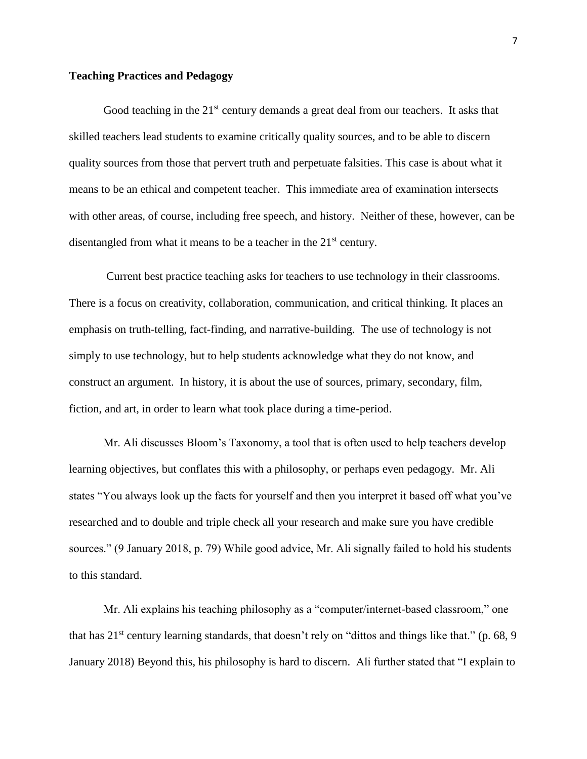**Teaching Practices and Pedagogy**

Good teaching in the 21st century demands a great deal from our teachers. It asks that skilled teachers lead students to examine critically quality sources, and to be able to discern quality sources from those that pervert truth and perpetuate falsities. This case is about what it means to be an ethical and competent teacher. This immediate area of examination intersects with other areas, of course, including free speech, and history. Neither of these, however, can be disentangled from what it means to be a teacher in the 21st century.

Current best practice teaching asks for teachers to use technology in their classrooms. There is a focus on creativity, collaboration, communication, and critical thinking. It places an emphasis on truth-telling, fact-finding, and narrative-building. The use of technology is not simply to use technology, but to help students acknowledge what they do not know, and construct an argument. In history, it is about the use of sources, primary, secondary, film, fiction, and art, in order to learn what took place during a time-period.

Mr. Ali discusses Bloom's Taxonomy, a tool that is often used to help teachers develop learning objectives, but conflates this with a philosophy, or perhaps even pedagogy. Mr. Ali states "You always look up the facts for yourself and then you interpret it based off what you've researched and to double and triple check all your research and make sure you have credible sources." (9 January 2018, p. 79) While good advice, Mr. Ali signally failed to hold his students to this standard.

Mr. Ali explains his teaching philosophy as a "computer/internet-based classroom," one that has 21st century learning standards, that doesn't rely on "dittos and things like that." (p. 68, 9 January 2018) Beyond this, his philosophy is hard to discern. Ali further stated that "I explain to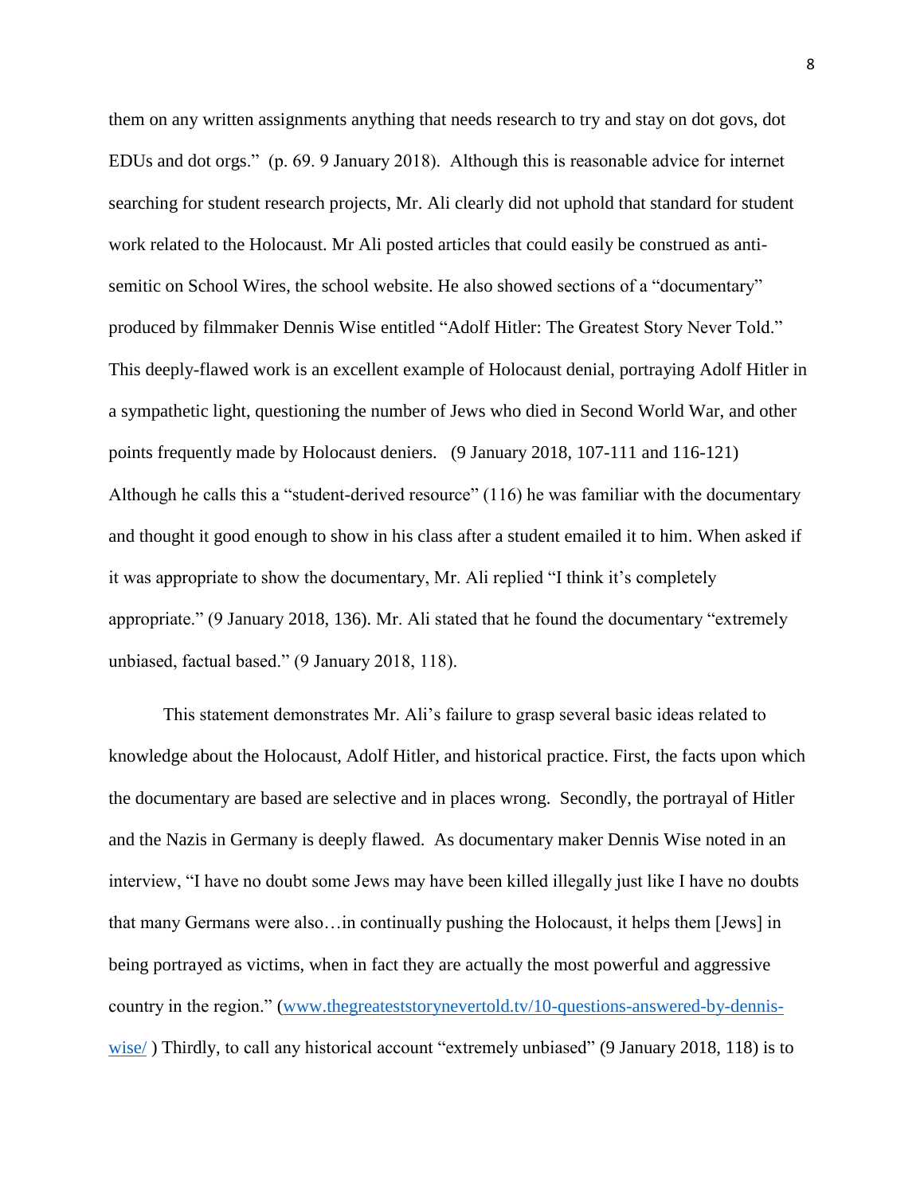them on any written assignments anything that needs research to try and stay on dot govs, dot EDUs and dot orgs." (p. 69. 9 January 2018). Although this is reasonable advice for internet searching for student research projects, Mr. Ali clearly did not uphold that standard for student work related to the Holocaust. Mr Ali posted articles that could easily be construed as anti-semitic on School Wires, the school website. He also showed sections of a "documentary" produced by filmmaker Dennis Wise entitled "Adolf Hitler: The Greatest Story Never Told." This deeply-flawed work is an excellent example of Holocaust denial, portraying Adolf Hitler in a sympathetic light, questioning the number of Jews who died in Second World War, and other points frequently made by Holocaust deniers. (9 January 2018, 107-111 and 116-121) Although he calls this a "student-derived resource" (116) he was familiar with the documentary and thought it good enough to show in his class after a student emailed it to him. When asked if it was appropriate to show the documentary, Mr. Ali replied "I think it's completely appropriate." (9 January 2018, 136). Mr. Ali stated that he found the documentary "extremely unbiased, factual based." (9 January 2018, 118).

This statement demonstrates Mr. Ali's failure to grasp several basic ideas related to knowledge about the Holocaust, Adolf Hitler, and historical practice. First, the facts upon which the documentary are based are selective and in places wrong. Secondly, the portrayal of Hitler and the Nazis in Germany is deeply flawed. As documentary maker Dennis Wise noted in an interview, "I have no doubt some Jews may have been killed illegally just like I have no doubts that many Germans were also…in continually pushing the Holocaust, it helps them [Jews] in being portrayed as victims, when in fact they are actually the most powerful and aggressive country in the region." (www.thegreateststorynevertold.tv/10-questions-answered-by-dennis-wise/ ) Thirdly, to call any historical account "extremely unbiased" (9 January 2018, 118) is to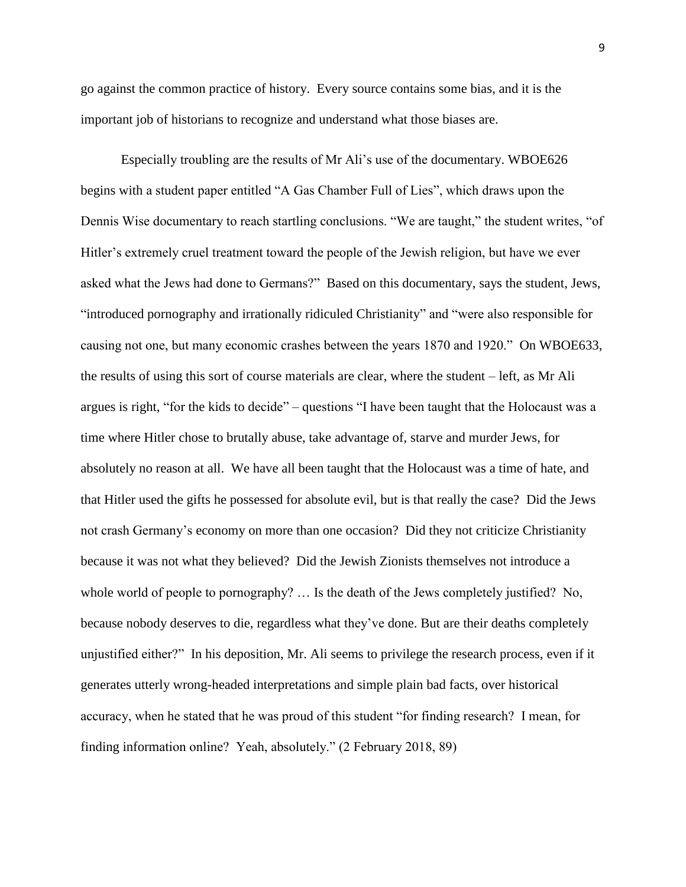go against the common practice of history. Every source contains some bias, and it is the important job of historians to recognize and understand what those biases are.

Especially troubling are the results of Mr Ali's use of the documentary. WBOE626 begins with a student paper entitled "A Gas Chamber Full of Lies", which draws upon the Dennis Wise documentary to reach startling conclusions. "We are taught," the student writes, "of Hitler's extremely cruel treatment toward the people of the Jewish religion, but have we ever asked what the Jews had done to Germans?" Based on this documentary, says the student, Jews, "introduced pornography and irrationally ridiculed Christianity" and "were also responsible for causing not one, but many economic crashes between the years 1870 and 1920." On WBOE633, the results of using this sort of course materials are clear, where the student – left, as Mr Ali argues is right, "for the kids to decide" – questions "I have been taught that the Holocaust was a time where Hitler chose to brutally abuse, take advantage of, starve and murder Jews, for absolutely no reason at all. We have all been taught that the Holocaust was a time of hate, and that Hitler used the gifts he possessed for absolute evil, but is that really the case? Did the Jews not crash Germany's economy on more than one occasion? Did they not criticize Christianity because it was not what they believed? Did the Jewish Zionists themselves not introduce a whole world of people to pornography? … Is the death of the Jews completely justified? No, because nobody deserves to die, regardless what they've done. But are their deaths completely unjustified either?" In his deposition, Mr. Ali seems to privilege the research process, even if it generates utterly wrong-headed interpretations and simple plain bad facts, over historical accuracy, when he stated that he was proud of this student "for finding research? I mean, for finding information online? Yeah, absolutely." (2 February 2018, 89)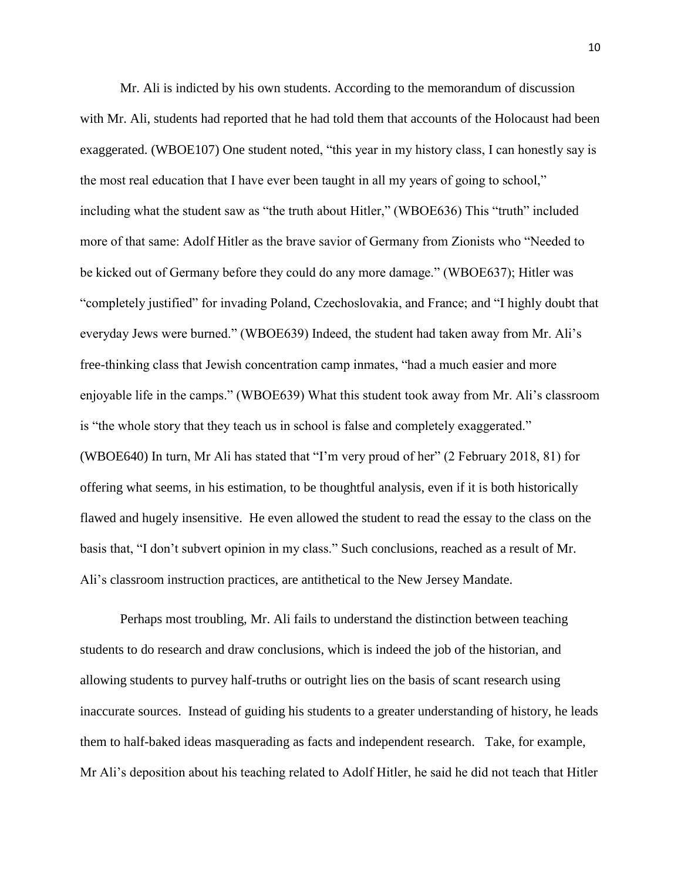Mr. Ali is indicted by his own students. According to the memorandum of discussion with Mr. Ali, students had reported that he had told them that accounts of the Holocaust had been exaggerated. (WBOE107) One student noted, "this year in my history class, I can honestly say is the most real education that I have ever been taught in all my years of going to school," including what the student saw as "the truth about Hitler," (WBOE636) This "truth" included more of that same: Adolf Hitler as the brave savior of Germany from Zionists who "Needed to be kicked out of Germany before they could do any more damage." (WBOE637); Hitler was "completely justified" for invading Poland, Czechoslovakia, and France; and "I highly doubt that everyday Jews were burned." (WBOE639) Indeed, the student had taken away from Mr. Ali's free-thinking class that Jewish concentration camp inmates, "had a much easier and more enjoyable life in the camps." (WBOE639) What this student took away from Mr. Ali's classroom is "the whole story that they teach us in school is false and completely exaggerated." (WBOE640) In turn, Mr Ali has stated that "I'm very proud of her" (2 February 2018, 81) for offering what seems, in his estimation, to be thoughtful analysis, even if it is both historically flawed and hugely insensitive. He even allowed the student to read the essay to the class on the basis that, "I don't subvert opinion in my class." Such conclusions, reached as a result of Mr. Ali's classroom instruction practices, are antithetical to the New Jersey Mandate.

Perhaps most troubling, Mr. Ali fails to understand the distinction between teaching students to do research and draw conclusions, which is indeed the job of the historian, and allowing students to purvey half-truths or outright lies on the basis of scant research using inaccurate sources. Instead of guiding his students to a greater understanding of history, he leads them to half-baked ideas masquerading as facts and independent research. Take, for example, Mr Ali's deposition about his teaching related to Adolf Hitler, he said he did not teach that Hitler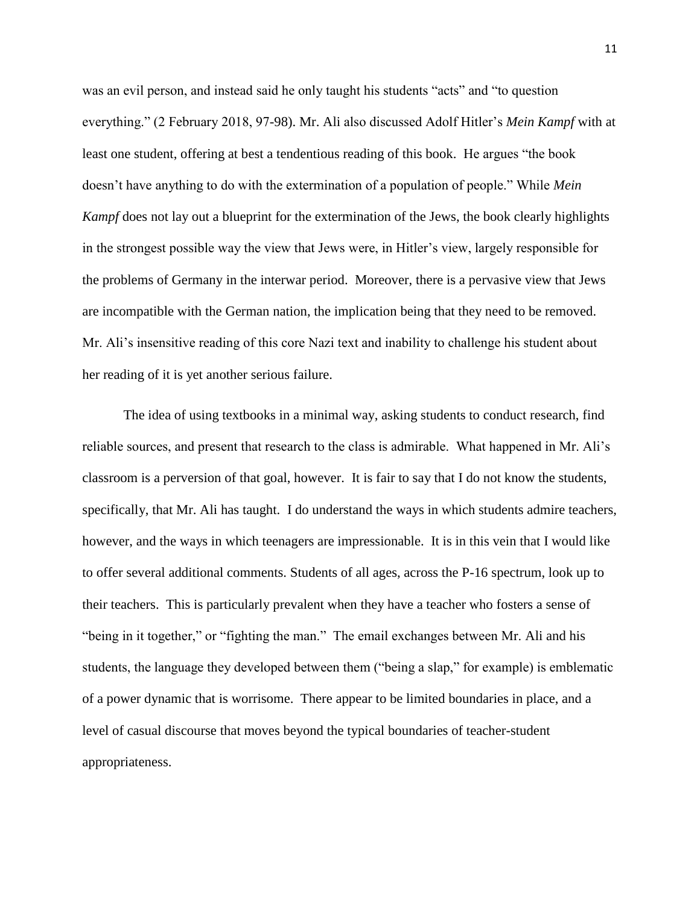was an evil person, and instead said he only taught his students "acts" and "to question everything." (2 February 2018, 97-98). Mr. Ali also discussed Adolf Hitler's *Mein Kampf* with at least one student, offering at best a tendentious reading of this book. He argues "the book doesn't have anything to do with the extermination of a population of people." While *Mein Kampf* does not lay out a blueprint for the extermination of the Jews, the book clearly highlights in the strongest possible way the view that Jews were, in Hitler's view, largely responsible for the problems of Germany in the interwar period. Moreover, there is a pervasive view that Jews are incompatible with the German nation, the implication being that they need to be removed. Mr. Ali's insensitive reading of this core Nazi text and inability to challenge his student about her reading of it is yet another serious failure.

The idea of using textbooks in a minimal way, asking students to conduct research, find reliable sources, and present that research to the class is admirable. What happened in Mr. Ali's classroom is a perversion of that goal, however. It is fair to say that I do not know the students, specifically, that Mr. Ali has taught. I do understand the ways in which students admire teachers, however, and the ways in which teenagers are impressionable. It is in this vein that I would like to offer several additional comments. Students of all ages, across the P-16 spectrum, look up to their teachers. This is particularly prevalent when they have a teacher who fosters a sense of "being in it together," or "fighting the man." The email exchanges between Mr. Ali and his students, the language they developed between them ("being a slap," for example) is emblematic of a power dynamic that is worrisome. There appear to be limited boundaries in place, and a level of casual discourse that moves beyond the typical boundaries of teacher-student appropriateness.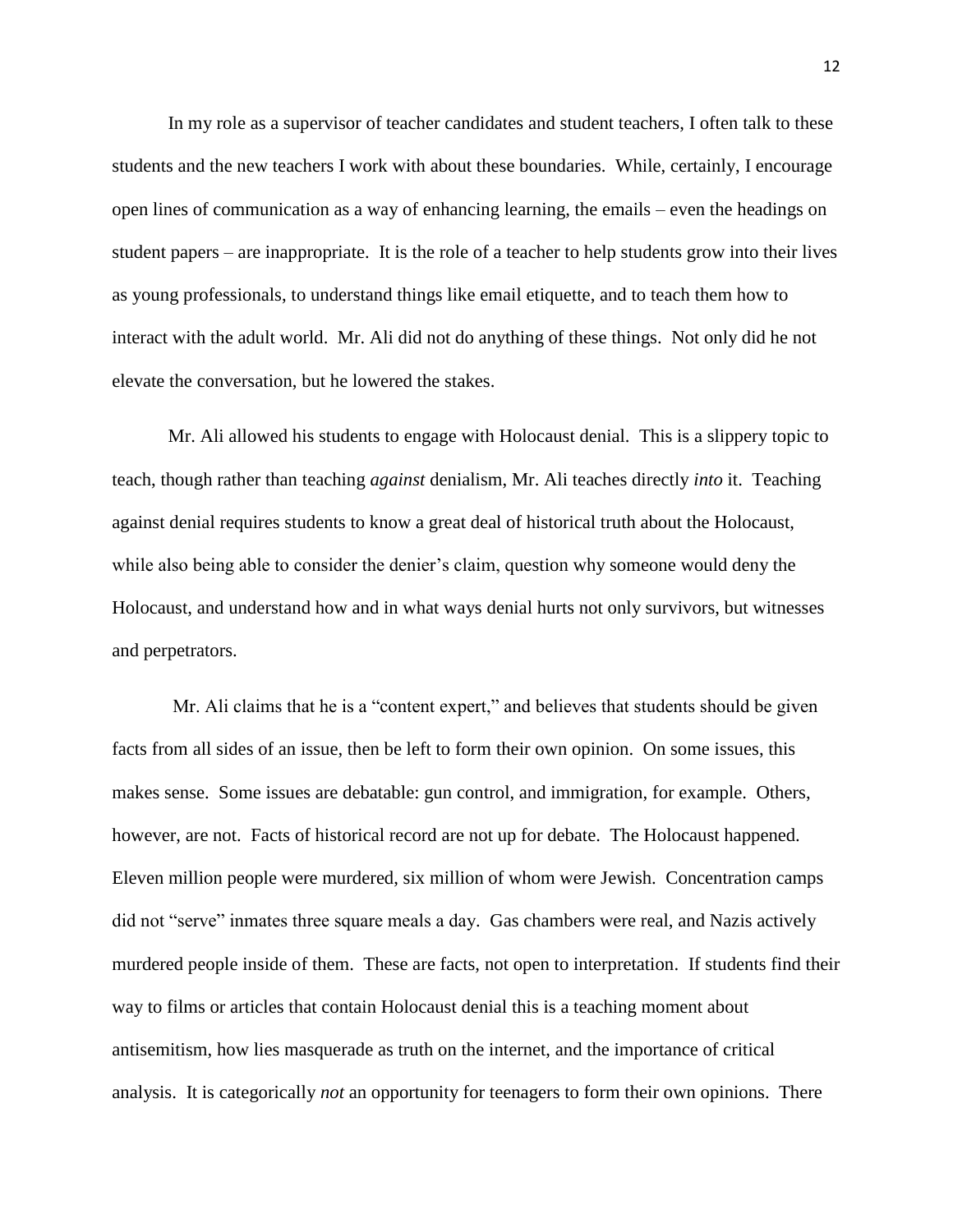In my role as a supervisor of teacher candidates and student teachers, I often talk to these students and the new teachers I work with about these boundaries. While, certainly, I encourage open lines of communication as a way of enhancing learning, the emails – even the headings on student papers – are inappropriate. It is the role of a teacher to help students grow into their lives as young professionals, to understand things like email etiquette, and to teach them how to interact with the adult world. Mr. Ali did not do anything of these things. Not only did he not elevate the conversation, but he lowered the stakes.

Mr. Ali allowed his students to engage with Holocaust denial. This is a slippery topic to teach, though rather than teaching *against* denialism, Mr. Ali teaches directly *into* it. Teaching against denial requires students to know a great deal of historical truth about the Holocaust, while also being able to consider the denier's claim, question why someone would deny the Holocaust, and understand how and in what ways denial hurts not only survivors, but witnesses and perpetrators.

Mr. Ali claims that he is a "content expert," and believes that students should be given facts from all sides of an issue, then be left to form their own opinion. On some issues, this makes sense. Some issues are debatable: gun control, and immigration, for example. Others, however, are not. Facts of historical record are not up for debate. The Holocaust happened. Eleven million people were murdered, six million of whom were Jewish. Concentration camps did not "serve" inmates three square meals a day. Gas chambers were real, and Nazis actively murdered people inside of them. These are facts, not open to interpretation. If students find their way to films or articles that contain Holocaust denial this is a teaching moment about antisemitism, how lies masquerade as truth on the internet, and the importance of critical analysis. It is categorically *not* an opportunity for teenagers to form their own opinions. There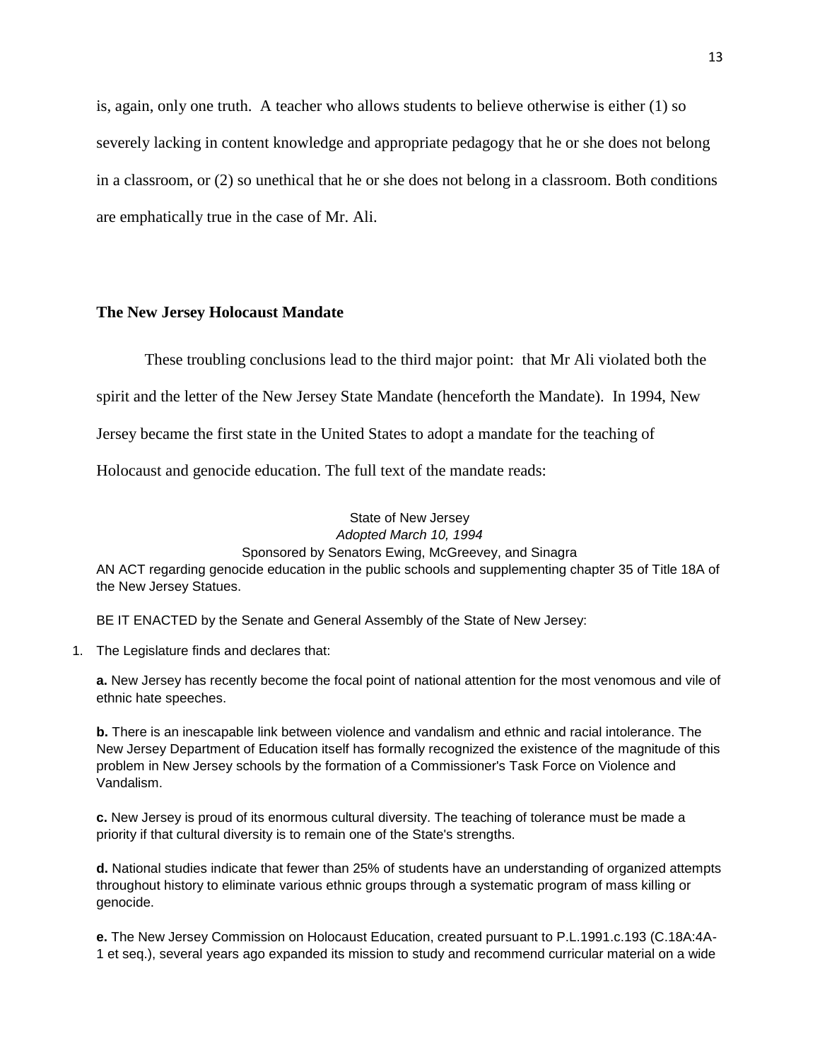is, again, only one truth. A teacher who allows students to believe otherwise is either (1) so severely lacking in content knowledge and appropriate pedagogy that he or she does not belong in a classroom, or (2) so unethical that he or she does not belong in a classroom. Both conditions are emphatically true in the case of Mr. Ali.

## The New Jersey Holocaust Mandate

These troubling conclusions lead to the third major point: that Mr Ali violated both the spirit and the letter of the New Jersey State Mandate (henceforth the Mandate). In 1994, New Jersey became the first state in the United States to adopt a mandate for the teaching of Holocaust and genocide education. The full text of the mandate reads:

State of New Jersey
*Adopted March 10, 1994*
Sponsored by Senators Ewing, McGreevey, and Sinagra

AN ACT regarding genocide education in the public schools and supplementing chapter 35 of Title 18A of the New Jersey Statues.

BE IT ENACTED by the Senate and General Assembly of the State of New Jersey:

1. The Legislature finds and declares that:

   **a.** New Jersey has recently become the focal point of national attention for the most venomous and vile of ethnic hate speeches.

   **b.** There is an inescapable link between violence and vandalism and ethnic and racial intolerance. The New Jersey Department of Education itself has formally recognized the existence of the magnitude of this problem in New Jersey schools by the formation of a Commissioner's Task Force on Violence and Vandalism.

   **c.** New Jersey is proud of its enormous cultural diversity. The teaching of tolerance must be made a priority if that cultural diversity is to remain one of the State's strengths.

   **d.** National studies indicate that fewer than 25% of students have an understanding of organized attempts throughout history to eliminate various ethnic groups through a systematic program of mass killing or genocide.

   **e.** The New Jersey Commission on Holocaust Education, created pursuant to P.L.1991.c.193 (C.18A:4A-1 et seq.), several years ago expanded its mission to study and recommend curricular material on a wide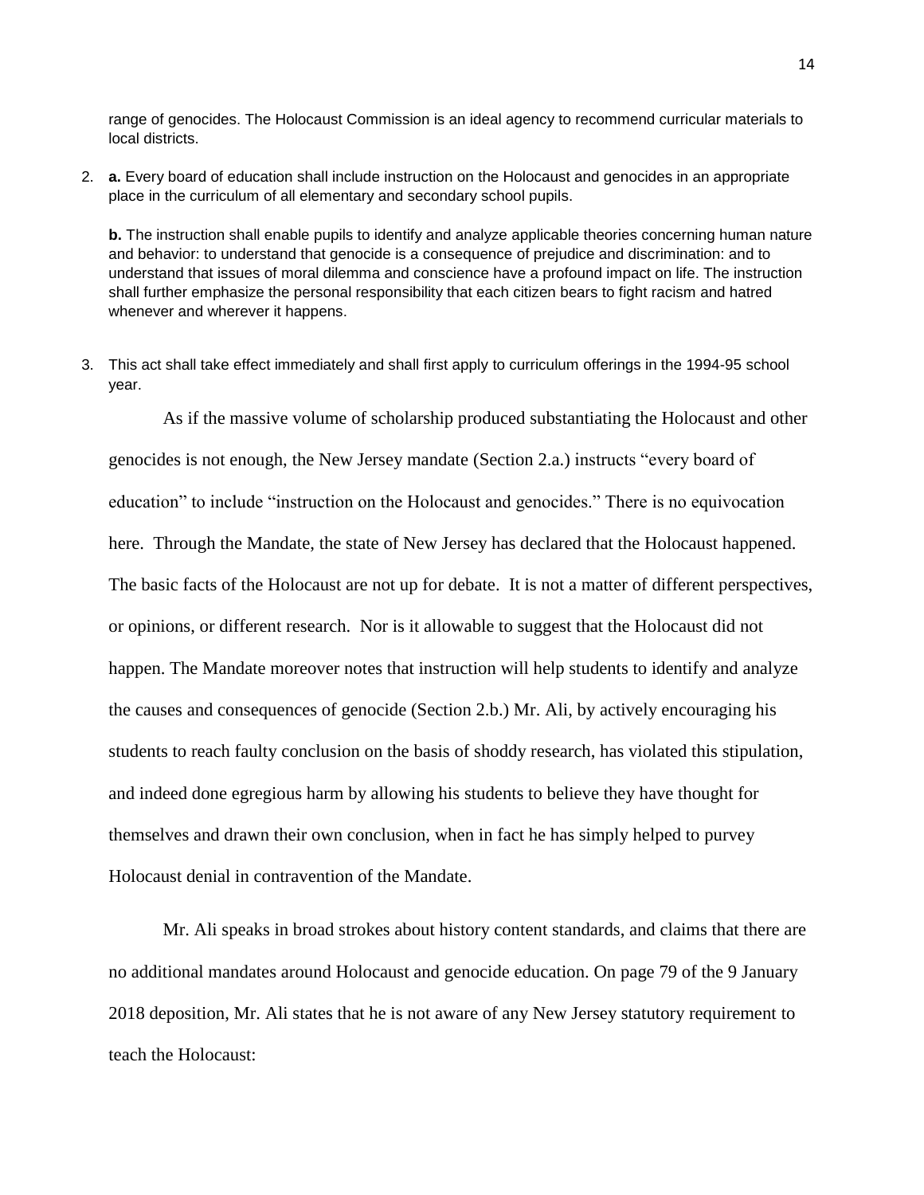range of genocides. The Holocaust Commission is an ideal agency to recommend curricular materials to local districts.

2. **a.** Every board of education shall include instruction on the Holocaust and genocides in an appropriate place in the curriculum of all elementary and secondary school pupils.

   **b.** The instruction shall enable pupils to identify and analyze applicable theories concerning human nature and behavior: to understand that genocide is a consequence of prejudice and discrimination: and to understand that issues of moral dilemma and conscience have a profound impact on life. The instruction shall further emphasize the personal responsibility that each citizen bears to fight racism and hatred whenever and wherever it happens.

3. This act shall take effect immediately and shall first apply to curriculum offerings in the 1994-95 school year.

As if the massive volume of scholarship produced substantiating the Holocaust and other genocides is not enough, the New Jersey mandate (Section 2.a.) instructs "every board of education" to include "instruction on the Holocaust and genocides." There is no equivocation here. Through the Mandate, the state of New Jersey has declared that the Holocaust happened. The basic facts of the Holocaust are not up for debate. It is not a matter of different perspectives, or opinions, or different research. Nor is it allowable to suggest that the Holocaust did not happen. The Mandate moreover notes that instruction will help students to identify and analyze the causes and consequences of genocide (Section 2.b.) Mr. Ali, by actively encouraging his students to reach faulty conclusion on the basis of shoddy research, has violated this stipulation, and indeed done egregious harm by allowing his students to believe they have thought for themselves and drawn their own conclusion, when in fact he has simply helped to purvey Holocaust denial in contravention of the Mandate.

Mr. Ali speaks in broad strokes about history content standards, and claims that there are no additional mandates around Holocaust and genocide education. On page 79 of the 9 January 2018 deposition, Mr. Ali states that he is not aware of any New Jersey statutory requirement to teach the Holocaust: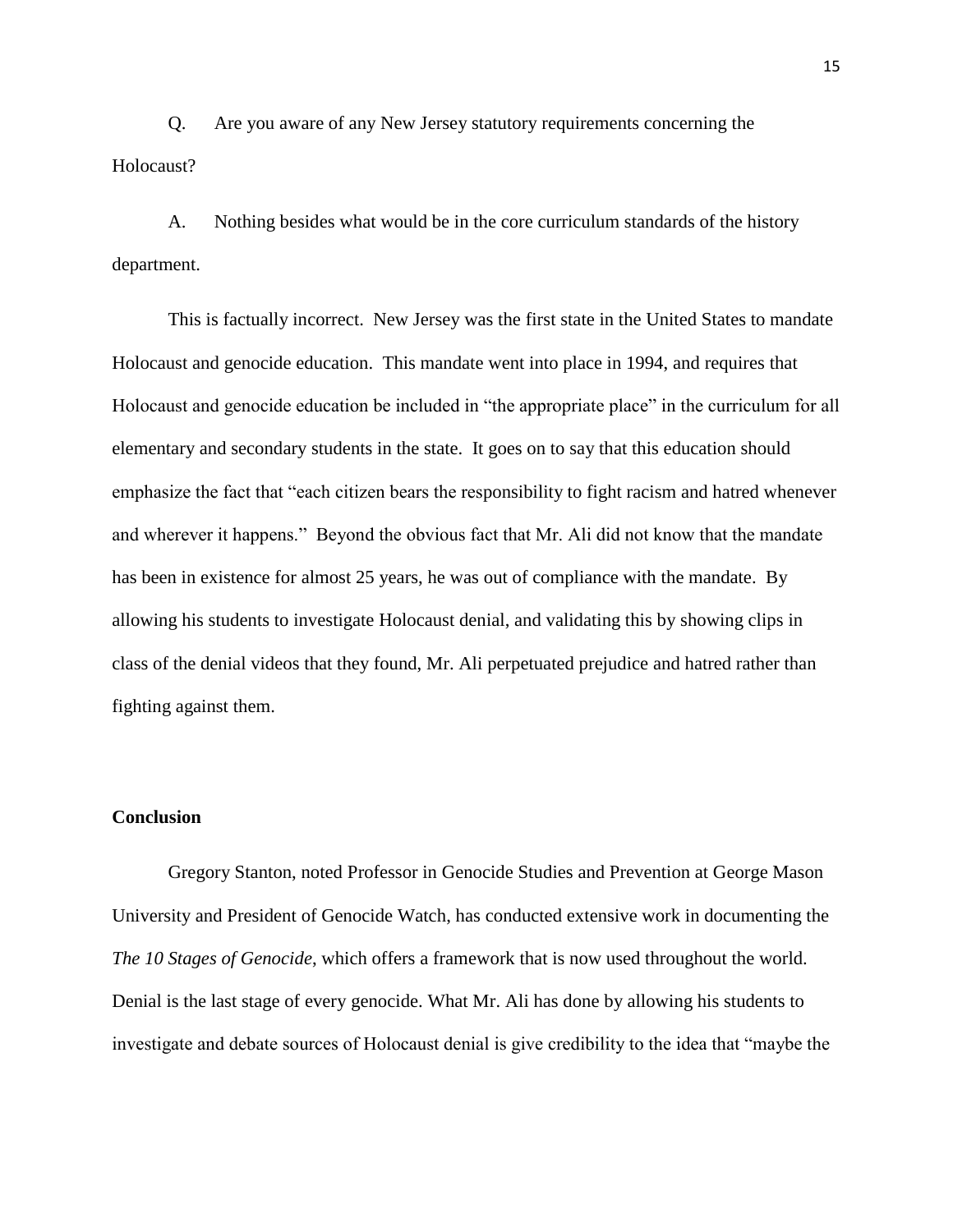Q. Are you aware of any New Jersey statutory requirements concerning the Holocaust?

A. Nothing besides what would be in the core curriculum standards of the history department.

This is factually incorrect. New Jersey was the first state in the United States to mandate Holocaust and genocide education. This mandate went into place in 1994, and requires that Holocaust and genocide education be included in "the appropriate place" in the curriculum for all elementary and secondary students in the state. It goes on to say that this education should emphasize the fact that "each citizen bears the responsibility to fight racism and hatred whenever and wherever it happens." Beyond the obvious fact that Mr. Ali did not know that the mandate has been in existence for almost 25 years, he was out of compliance with the mandate. By allowing his students to investigate Holocaust denial, and validating this by showing clips in class of the denial videos that they found, Mr. Ali perpetuated prejudice and hatred rather than fighting against them.

**Conclusion**

Gregory Stanton, noted Professor in Genocide Studies and Prevention at George Mason University and President of Genocide Watch, has conducted extensive work in documenting the *The 10 Stages of Genocide*, which offers a framework that is now used throughout the world. Denial is the last stage of every genocide. What Mr. Ali has done by allowing his students to investigate and debate sources of Holocaust denial is give credibility to the idea that "maybe the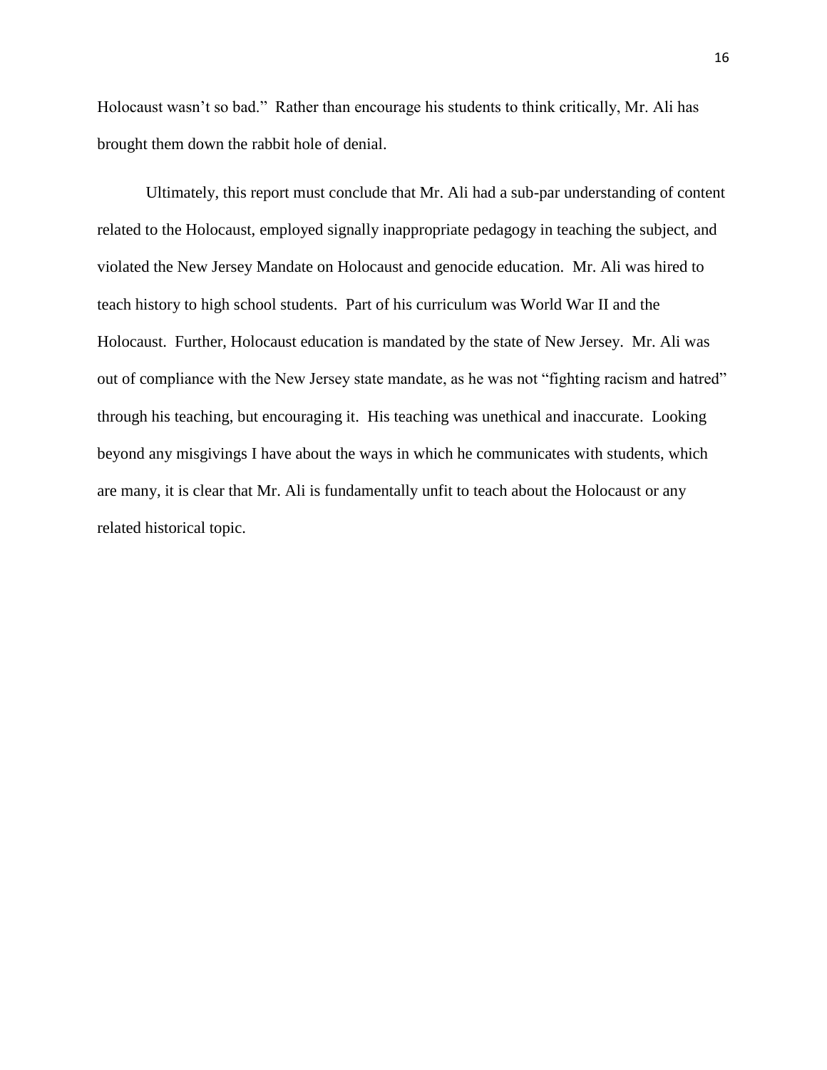Holocaust wasn't so bad." Rather than encourage his students to think critically, Mr. Ali has brought them down the rabbit hole of denial.

Ultimately, this report must conclude that Mr. Ali had a sub-par understanding of content related to the Holocaust, employed signally inappropriate pedagogy in teaching the subject, and violated the New Jersey Mandate on Holocaust and genocide education. Mr. Ali was hired to teach history to high school students. Part of his curriculum was World War II and the Holocaust. Further, Holocaust education is mandated by the state of New Jersey. Mr. Ali was out of compliance with the New Jersey state mandate, as he was not "fighting racism and hatred" through his teaching, but encouraging it. His teaching was unethical and inaccurate. Looking beyond any misgivings I have about the ways in which he communicates with students, which are many, it is clear that Mr. Ali is fundamentally unfit to teach about the Holocaust or any related historical topic.